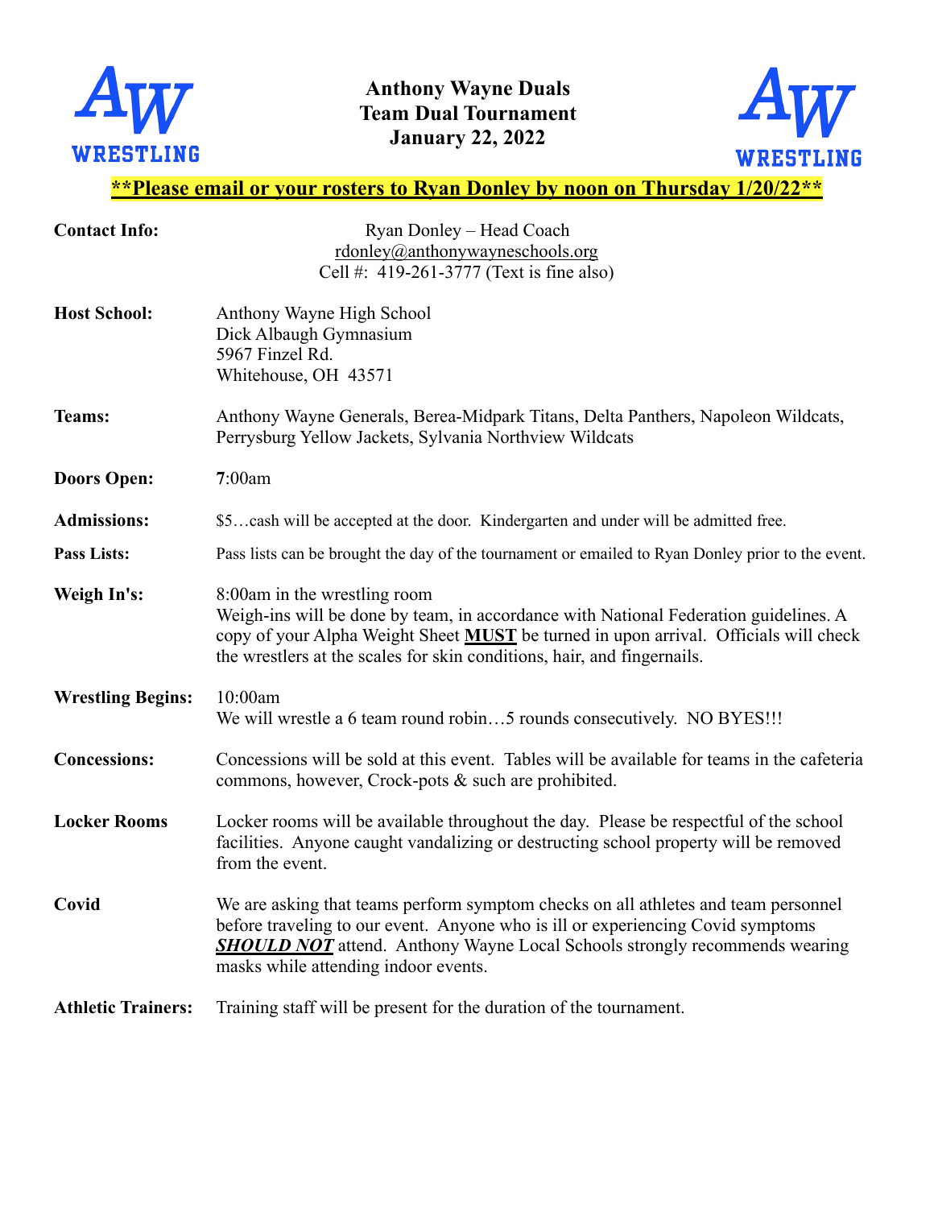# Anthony Wayne Duals
# Team Dual Tournament
# January 22, 2022

**<u>\*\*Please email or your rosters to Ryan Donley by noon on Thursday 1/20/22\*\*</u>**

| | |
|---|---|
| **Contact Info:** | Ryan Donley – Head Coach<br>rdonley@anthonywayneschools.org<br>Cell #: 419-261-3777 (Text is fine also) |
| **Host School:** | Anthony Wayne High School<br>Dick Albaugh Gymnasium<br>5967 Finzel Rd.<br>Whitehouse, OH 43571 |
| **Teams:** | Anthony Wayne Generals, Berea-Midpark Titans, Delta Panthers, Napoleon Wildcats, Perrysburg Yellow Jackets, Sylvania Northview Wildcats |
| **Doors Open:** | **7**:00am |
| **Admissions:** | $5…cash will be accepted at the door. Kindergarten and under will be admitted free. |
| **Pass Lists:** | Pass lists can be brought the day of the tournament or emailed to Ryan Donley prior to the event. |
| **Weigh In's:** | 8:00am in the wrestling room<br>Weigh-ins will be done by team, in accordance with National Federation guidelines. A copy of your Alpha Weight Sheet **<u>MUST</u>** be turned in upon arrival. Officials will check the wrestlers at the scales for skin conditions, hair, and fingernails. |
| **Wrestling Begins:** | 10:00am<br>We will wrestle a 6 team round robin…5 rounds consecutively. NO BYES!!! |
| **Concessions:** | Concessions will be sold at this event. Tables will be available for teams in the cafeteria commons, however, Crock-pots & such are prohibited. |
| **Locker Rooms** | Locker rooms will be available throughout the day. Please be respectful of the school facilities. Anyone caught vandalizing or destructing school property will be removed from the event. |
| **Covid** | We are asking that teams perform symptom checks on all athletes and team personnel before traveling to our event. Anyone who is ill or experiencing Covid symptoms ***<u>SHOULD NOT</u>*** attend. Anthony Wayne Local Schools strongly recommends wearing masks while attending indoor events. |
| **Athletic Trainers:** | Training staff will be present for the duration of the tournament. |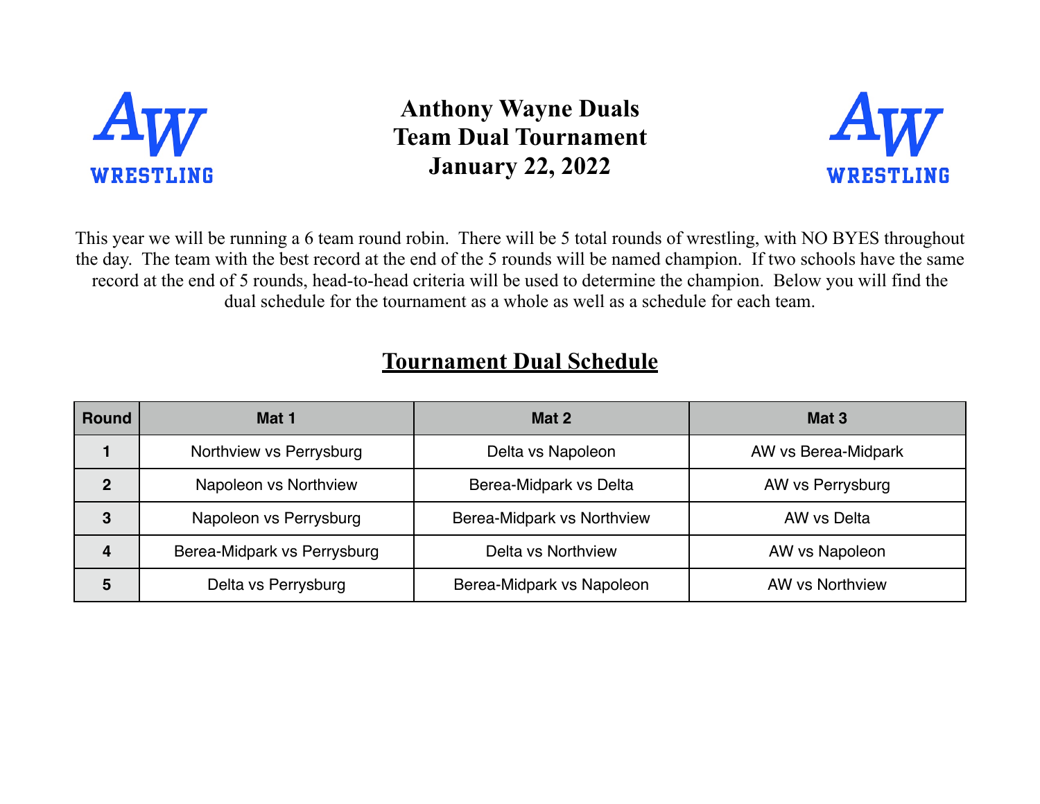# Anthony Wayne Duals
# Team Dual Tournament
# January 22, 2022

This year we will be running a 6 team round robin. There will be 5 total rounds of wrestling, with NO BYES throughout the day. The team with the best record at the end of the 5 rounds will be named champion. If two schools have the same record at the end of 5 rounds, head-to-head criteria will be used to determine the champion. Below you will find the dual schedule for the tournament as a whole as well as a schedule for each team.

## Tournament Dual Schedule

| Round | Mat 1 | Mat 2 | Mat 3 |
|---|---|---|---|
| 1 | Northview vs Perrysburg | Delta vs Napoleon | AW vs Berea-Midpark |
| 2 | Napoleon vs Northview | Berea-Midpark vs Delta | AW vs Perrysburg |
| 3 | Napoleon vs Perrysburg | Berea-Midpark vs Northview | AW vs Delta |
| 4 | Berea-Midpark vs Perrysburg | Delta vs Northview | AW vs Napoleon |
| 5 | Delta vs Perrysburg | Berea-Midpark vs Napoleon | AW vs Northview |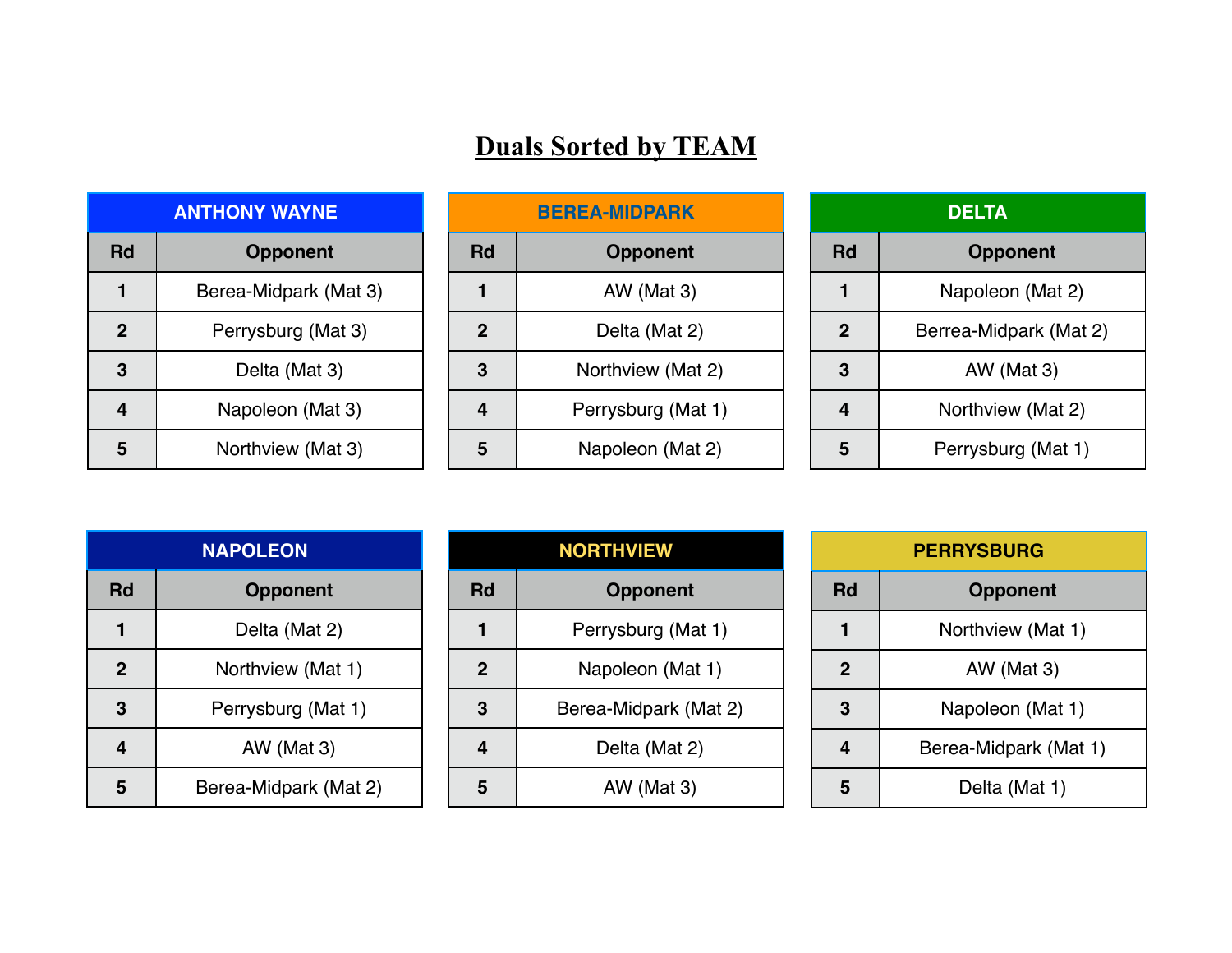# Duals Sorted by TEAM

| ANTHONY WAYNE | |
|---|---|
| **Rd** | **Opponent** |
| 1 | Berea-Midpark (Mat 3) |
| 2 | Perrysburg (Mat 3) |
| 3 | Delta (Mat 3) |
| 4 | Napoleon (Mat 3) |
| 5 | Northview (Mat 3) |

| BEREA-MIDPARK | |
|---|---|
| **Rd** | **Opponent** |
| 1 | AW (Mat 3) |
| 2 | Delta (Mat 2) |
| 3 | Northview (Mat 2) |
| 4 | Perrysburg (Mat 1) |
| 5 | Napoleon (Mat 2) |

| DELTA | |
|---|---|
| **Rd** | **Opponent** |
| 1 | Napoleon (Mat 2) |
| 2 | Berrea-Midpark (Mat 2) |
| 3 | AW (Mat 3) |
| 4 | Northview (Mat 2) |
| 5 | Perrysburg (Mat 1) |

| NAPOLEON | |
|---|---|
| **Rd** | **Opponent** |
| 1 | Delta (Mat 2) |
| 2 | Northview (Mat 1) |
| 3 | Perrysburg (Mat 1) |
| 4 | AW (Mat 3) |
| 5 | Berea-Midpark (Mat 2) |

| NORTHVIEW | |
|---|---|
| **Rd** | **Opponent** |
| 1 | Perrysburg (Mat 1) |
| 2 | Napoleon (Mat 1) |
| 3 | Berea-Midpark (Mat 2) |
| 4 | Delta (Mat 2) |
| 5 | AW (Mat 3) |

| PERRYSBURG | |
|---|---|
| **Rd** | **Opponent** |
| 1 | Northview (Mat 1) |
| 2 | AW (Mat 3) |
| 3 | Napoleon (Mat 1) |
| 4 | Berea-Midpark (Mat 1) |
| 5 | Delta (Mat 1) |